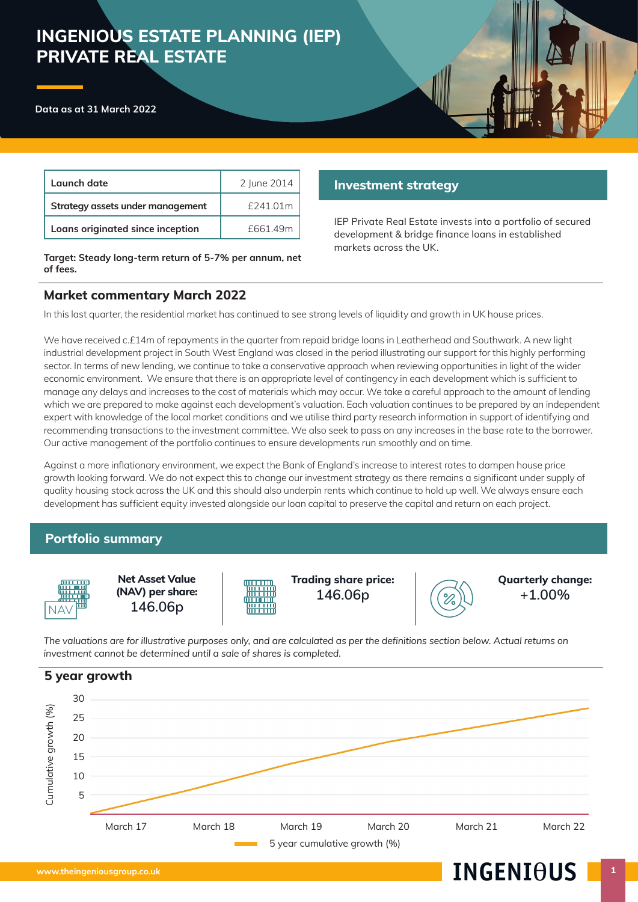# INGENIOUS ESTATE PLANNING (IEP) PRIVATE REAL ESTATE

**Data as at 31 March 2022**

| | |
|---|---|
| **Launch date** | 2 June 2014 |
| **Strategy assets under management** | £241.01m |
| **Loans originated since inception** | £661.49m |

**Target: Steady long-term return of 5-7% per annum, net of fees.**

## Investment strategy

IEP Private Real Estate invests into a portfolio of secured development & bridge finance loans in established markets across the UK.

## Market commentary March 2022

In this last quarter, the residential market has continued to see strong levels of liquidity and growth in UK house prices.

We have received c.£14m of repayments in the quarter from repaid bridge loans in Leatherhead and Southwark. A new light industrial development project in South West England was closed in the period illustrating our support for this highly performing sector. In terms of new lending, we continue to take a conservative approach when reviewing opportunities in light of the wider economic environment. We ensure that there is an appropriate level of contingency in each development which is sufficient to manage any delays and increases to the cost of materials which may occur. We take a careful approach to the amount of lending which we are prepared to make against each development's valuation. Each valuation continues to be prepared by an independent expert with knowledge of the local market conditions and we utilise third party research information in support of identifying and recommending transactions to the investment committee. We also seek to pass on any increases in the base rate to the borrower. Our active management of the portfolio continues to ensure developments run smoothly and on time.

Against a more inflationary environment, we expect the Bank of England's increase to interest rates to dampen house price growth looking forward. We do not expect this to change our investment strategy as there remains a significant under supply of quality housing stock across the UK and this should also underpin rents which continue to hold up well. We always ensure each development has sufficient equity invested alongside our loan capital to preserve the capital and return on each project.

## Portfolio summary

| Net Asset Value (NAV) per share: | Trading share price: | Quarterly change: |
|---|---|---|
| 146.06p | 146.06p | +1.00% |

*The valuations are for illustrative purposes only, and are calculated as per the definitions section below. Actual returns on investment cannot be determined until a sale of shares is completed.*

## 5 year growth

Cumulative growth (%)

March 17 | March 18 | March 19 | March 20 | March 21 | March 22

5 year cumulative growth (%)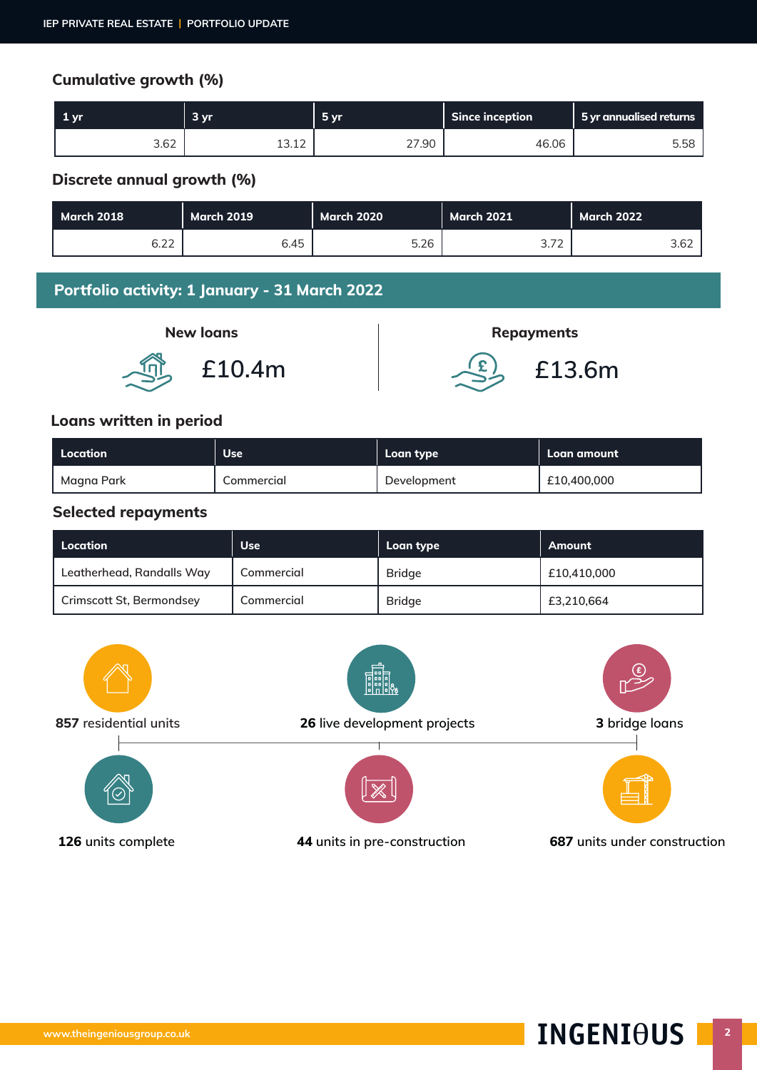## Cumulative growth (%)

| 1 yr | 3 yr | 5 yr | Since inception | 5 yr annualised returns |
|---|---|---|---|---|
| 3.62 | 13.12 | 27.90 | 46.06 | 5.58 |

## Discrete annual growth (%)

| March 2018 | March 2019 | March 2020 | March 2021 | March 2022 |
|---|---|---|---|---|
| 6.22 | 6.45 | 5.26 | 3.72 | 3.62 |

## Portfolio activity: 1 January - 31 March 2022

**New loans**

£10.4m

**Repayments**

£13.6m

### Loans written in period

| Location | Use | Loan type | Loan amount |
|---|---|---|---|
| Magna Park | Commercial | Development | £10,400,000 |

### Selected repayments

| Location | Use | Loan type | Amount |
|---|---|---|---|
| Leatherhead, Randalls Way | Commercial | Bridge | £10,410,000 |
| Crimscott St, Bermondsey | Commercial | Bridge | £3,210,664 |

**857** residential units

**26** live development projects

**3** bridge loans

**126** units complete

**44** units in pre-construction

**687** units under construction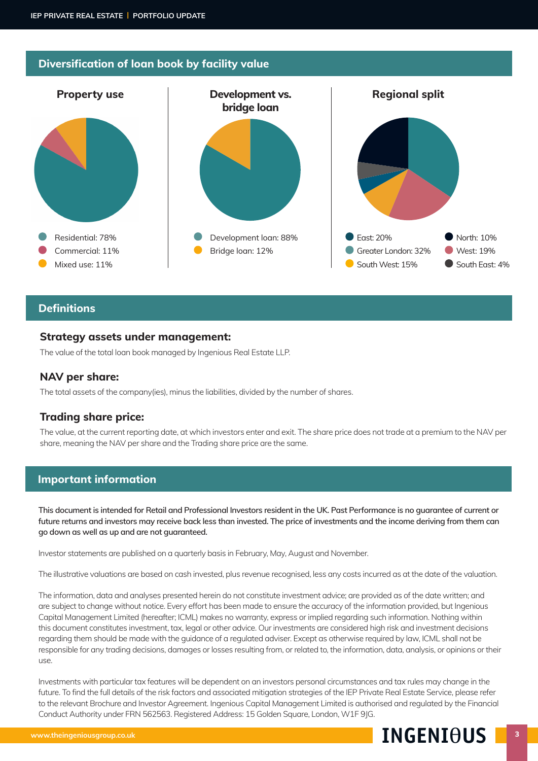## Diversification of loan book by facility value

### Property use

Residential: 78%
Commercial: 11%
Mixed use: 11%

### Development vs. bridge loan

Development loan: 88%
Bridge loan: 12%

### Regional split

East: 20%
Greater London: 32%
South West: 15%
North: 10%
West: 19%
South East: 4%

## Definitions

### Strategy assets under management:

The value of the total loan book managed by Ingenious Real Estate LLP.

### NAV per share:

The total assets of the company(ies), minus the liabilities, divided by the number of shares.

### Trading share price:

The value, at the current reporting date, at which investors enter and exit. The share price does not trade at a premium to the NAV per share, meaning the NAV per share and the Trading share price are the same.

## Important information

**This document is intended for Retail and Professional Investors resident in the UK. Past Performance is no guarantee of current or future returns and investors may receive back less than invested. The price of investments and the income deriving from them can go down as well as up and are not guaranteed.**

Investor statements are published on a quarterly basis in February, May, August and November.

The illustrative valuations are based on cash invested, plus revenue recognised, less any costs incurred as at the date of the valuation.

The information, data and analyses presented herein do not constitute investment advice; are provided as of the date written; and are subject to change without notice. Every effort has been made to ensure the accuracy of the information provided, but Ingenious Capital Management Limited (hereafter; ICML) makes no warranty, express or implied regarding such information. Nothing within this document constitutes investment, tax, legal or other advice. Our investments are considered high risk and investment decisions regarding them should be made with the guidance of a regulated adviser. Except as otherwise required by law, ICML shall not be responsible for any trading decisions, damages or losses resulting from, or related to, the information, data, analysis, or opinions or their use.

Investments with particular tax features will be dependent on an investors personal circumstances and tax rules may change in the future. To find the full details of the risk factors and associated mitigation strategies of the IEP Private Real Estate Service, please refer to the relevant Brochure and Investor Agreement. Ingenious Capital Management Limited is authorised and regulated by the Financial Conduct Authority under FRN 562563. Registered Address: 15 Golden Square, London, W1F 9JG.

www.theingeniousgroup.co.uk

INGENIOUS